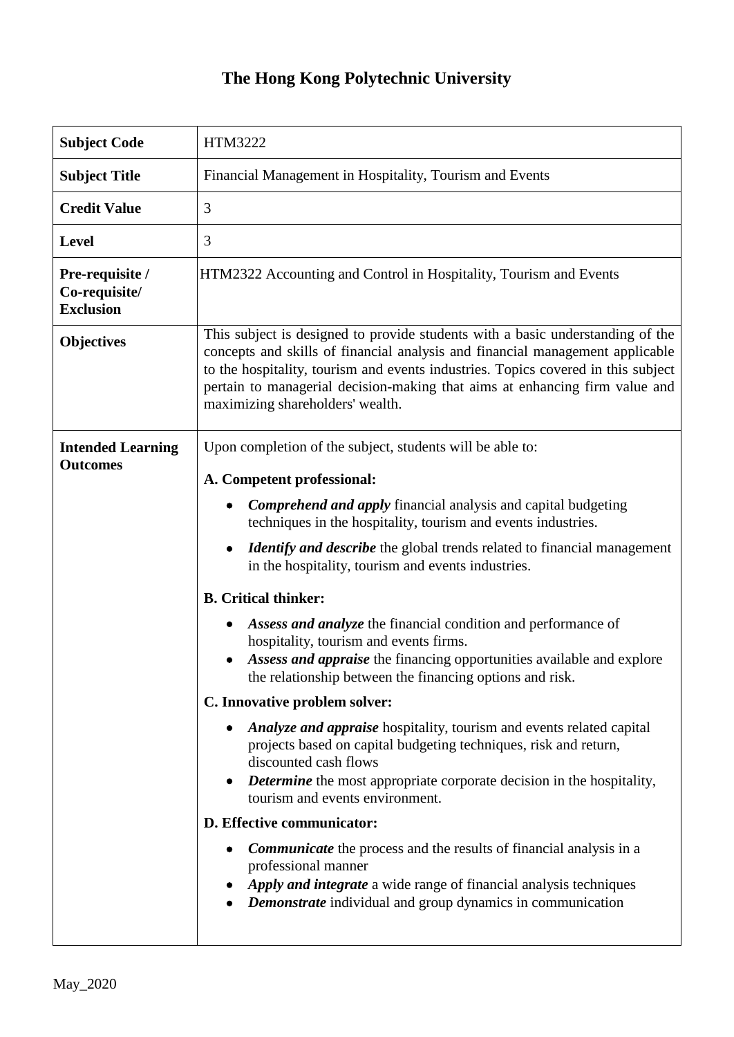# The Hong Kong Polytechnic University

| **Subject Code** | HTM3222 |
|---|---|
| **Subject Title** | Financial Management in Hospitality, Tourism and Events |
| **Credit Value** | 3 |
| **Level** | 3 |
| **Pre-requisite / Co-requisite/ Exclusion** | HTM2322 Accounting and Control in Hospitality, Tourism and Events |
| **Objectives** | This subject is designed to provide students with a basic understanding of the concepts and skills of financial analysis and financial management applicable to the hospitality, tourism and events industries. Topics covered in this subject pertain to managerial decision-making that aims at enhancing firm value and maximizing shareholders' wealth. |
| **Intended Learning Outcomes** | Upon completion of the subject, students will be able to:<br><br>**A. Competent professional:**<br>• ***Comprehend and apply*** financial analysis and capital budgeting techniques in the hospitality, tourism and events industries.<br>• ***Identify and describe*** the global trends related to financial management in the hospitality, tourism and events industries.<br><br>**B. Critical thinker:**<br>• ***Assess and analyze*** the financial condition and performance of hospitality, tourism and events firms.<br>• ***Assess and appraise*** the financing opportunities available and explore the relationship between the financing options and risk.<br><br>**C. Innovative problem solver:**<br>• ***Analyze and appraise*** hospitality, tourism and events related capital projects based on capital budgeting techniques, risk and return, discounted cash flows<br>• ***Determine*** the most appropriate corporate decision in the hospitality, tourism and events environment.<br><br>**D. Effective communicator:**<br>• ***Communicate*** the process and the results of financial analysis in a professional manner<br>• ***Apply and integrate*** a wide range of financial analysis techniques<br>• ***Demonstrate*** individual and group dynamics in communication |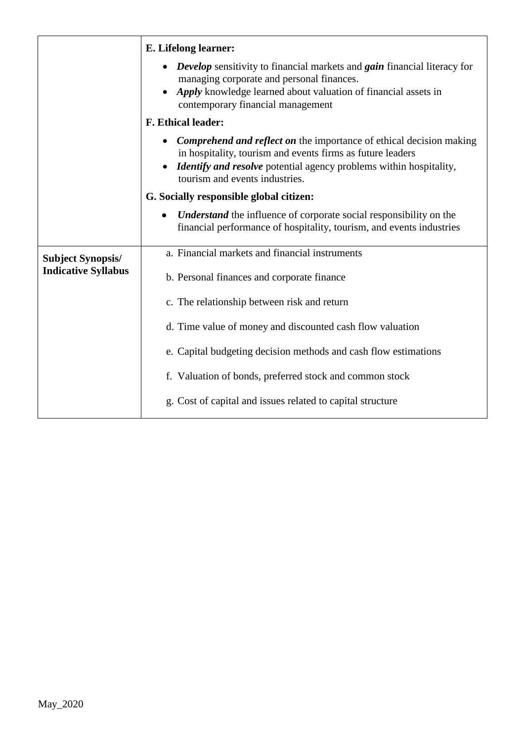| | |
|---|---|
| | **E. Lifelong learner:**<br>• ***Develop*** sensitivity to financial markets and ***gain*** financial literacy for managing corporate and personal finances.<br>• ***Apply*** knowledge learned about valuation of financial assets in contemporary financial management<br>**F. Ethical leader:**<br>• ***Comprehend and reflect on*** the importance of ethical decision making in hospitality, tourism and events firms as future leaders<br>• ***Identify and resolve*** potential agency problems within hospitality, tourism and events industries.<br>**G. Socially responsible global citizen:**<br>• ***Understand*** the influence of corporate social responsibility on the financial performance of hospitality, tourism, and events industries |
| **Subject Synopsis/ Indicative Syllabus** | a. Financial markets and financial instruments<br>b. Personal finances and corporate finance<br>c. The relationship between risk and return<br>d. Time value of money and discounted cash flow valuation<br>e. Capital budgeting decision methods and cash flow estimations<br>f. Valuation of bonds, preferred stock and common stock<br>g. Cost of capital and issues related to capital structure |